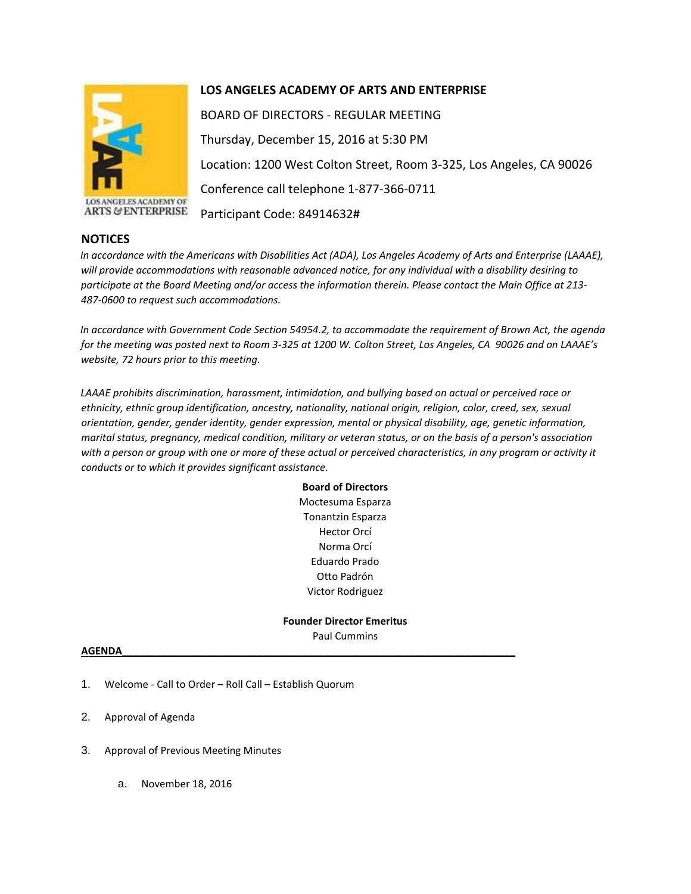# LOS ANGELES ACADEMY OF ARTS AND ENTERPRISE

BOARD OF DIRECTORS - REGULAR MEETING

Thursday, December 15, 2016 at 5:30 PM

Location: 1200 West Colton Street, Room 3-325, Los Angeles, CA 90026

Conference call telephone 1-877-366-0711

Participant Code: 84914632#

## NOTICES

*In accordance with the Americans with Disabilities Act (ADA), Los Angeles Academy of Arts and Enterprise (LAAAE), will provide accommodations with reasonable advanced notice, for any individual with a disability desiring to participate at the Board Meeting and/or access the information therein. Please contact the Main Office at 213-487-0600 to request such accommodations.*

*In accordance with Government Code Section 54954.2, to accommodate the requirement of Brown Act, the agenda for the meeting was posted next to Room 3-325 at 1200 W. Colton Street, Los Angeles, CA 90026 and on LAAAE's website, 72 hours prior to this meeting.*

*LAAAE prohibits discrimination, harassment, intimidation, and bullying based on actual or perceived race or ethnicity, ethnic group identification, ancestry, nationality, national origin, religion, color, creed, sex, sexual orientation, gender, gender identity, gender expression, mental or physical disability, age, genetic information, marital status, pregnancy, medical condition, military or veteran status, or on the basis of a person's association with a person or group with one or more of these actual or perceived characteristics, in any program or activity it conducts or to which it provides significant assistance.*

**Board of Directors**

Moctesuma Esparza
Tonantzin Esparza
Hector Orcí
Norma Orcí
Eduardo Prado
Otto Padrón
Victor Rodriguez

**Founder Director Emeritus**

Paul Cummins

**AGENDA**

1. Welcome - Call to Order – Roll Call – Establish Quorum
2. Approval of Agenda
3. Approval of Previous Meeting Minutes
   a. November 18, 2016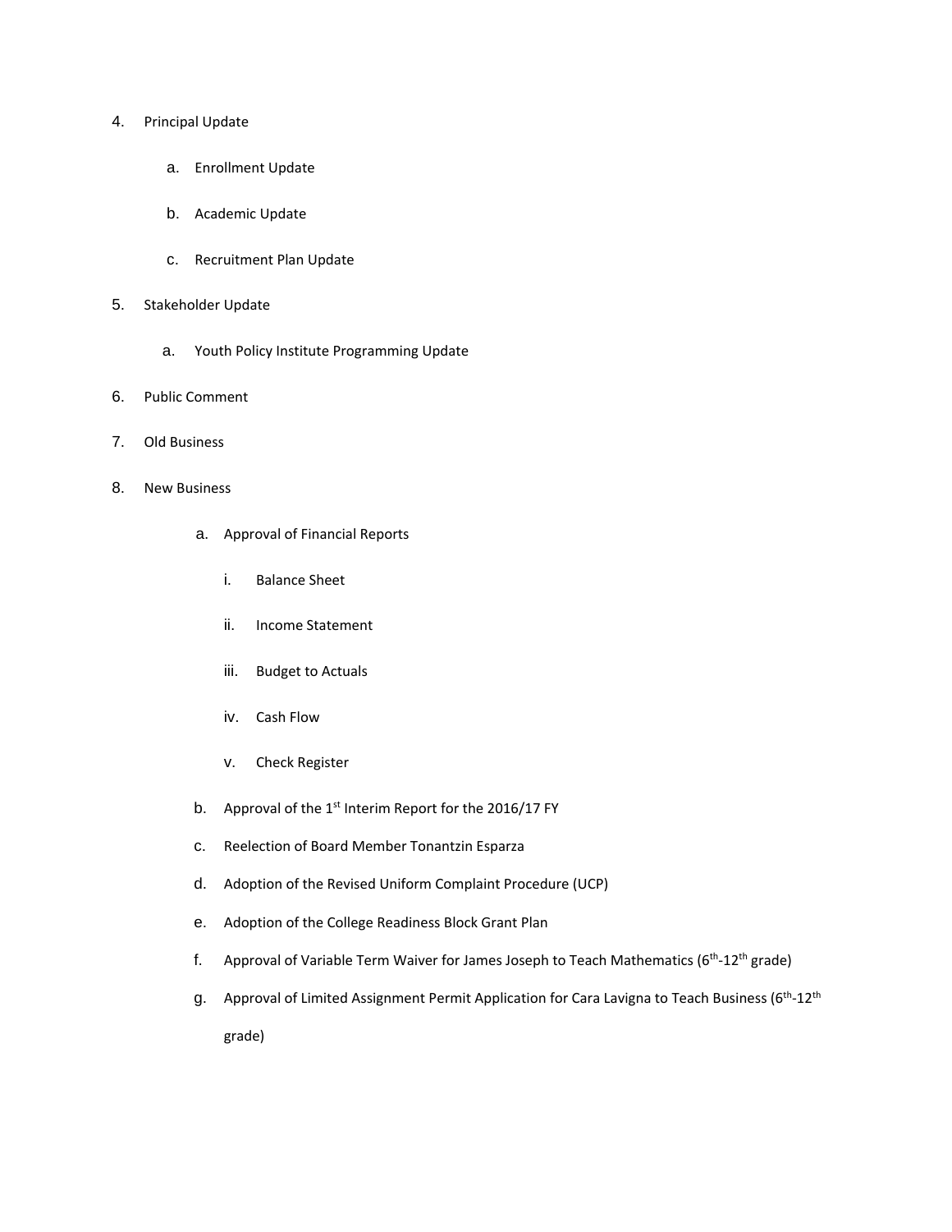4. Principal Update

    a. Enrollment Update

    b. Academic Update

    c. Recruitment Plan Update

5. Stakeholder Update

    a. Youth Policy Institute Programming Update

6. Public Comment

7. Old Business

8. New Business

    a. Approval of Financial Reports

        i. Balance Sheet

        ii. Income Statement

        iii. Budget to Actuals

        iv. Cash Flow

        v. Check Register

    b. Approval of the 1st Interim Report for the 2016/17 FY

    c. Reelection of Board Member Tonantzin Esparza

    d. Adoption of the Revised Uniform Complaint Procedure (UCP)

    e. Adoption of the College Readiness Block Grant Plan

    f. Approval of Variable Term Waiver for James Joseph to Teach Mathematics (6th-12th grade)

    g. Approval of Limited Assignment Permit Application for Cara Lavigna to Teach Business (6th-12th grade)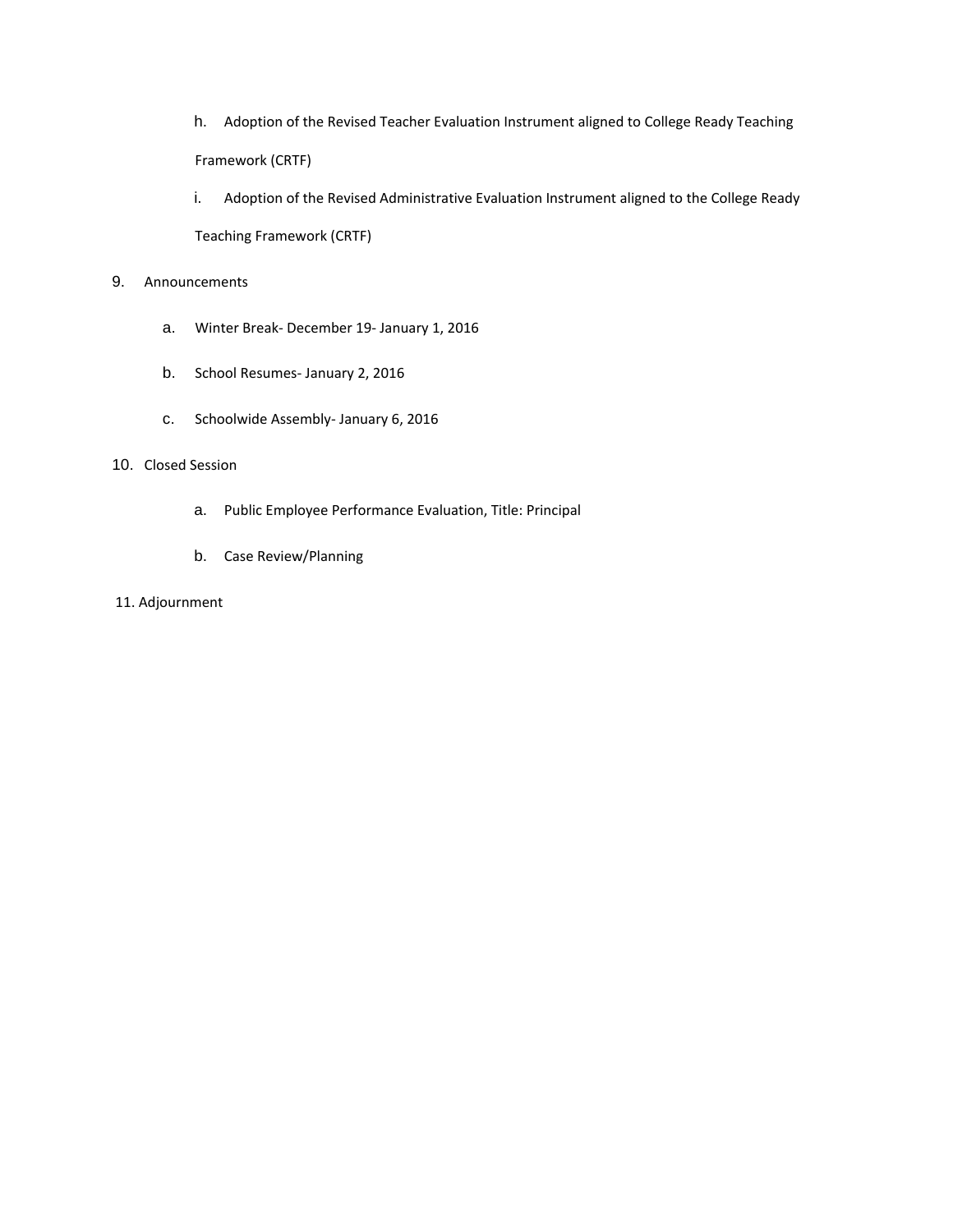h. Adoption of the Revised Teacher Evaluation Instrument aligned to College Ready Teaching Framework (CRTF)

i. Adoption of the Revised Administrative Evaluation Instrument aligned to the College Ready Teaching Framework (CRTF)

9. Announcements

   a. Winter Break- December 19- January 1, 2016

   b. School Resumes- January 2, 2016

   c. Schoolwide Assembly- January 6, 2016

10. Closed Session

    a. Public Employee Performance Evaluation, Title: Principal

    b. Case Review/Planning

11. Adjournment